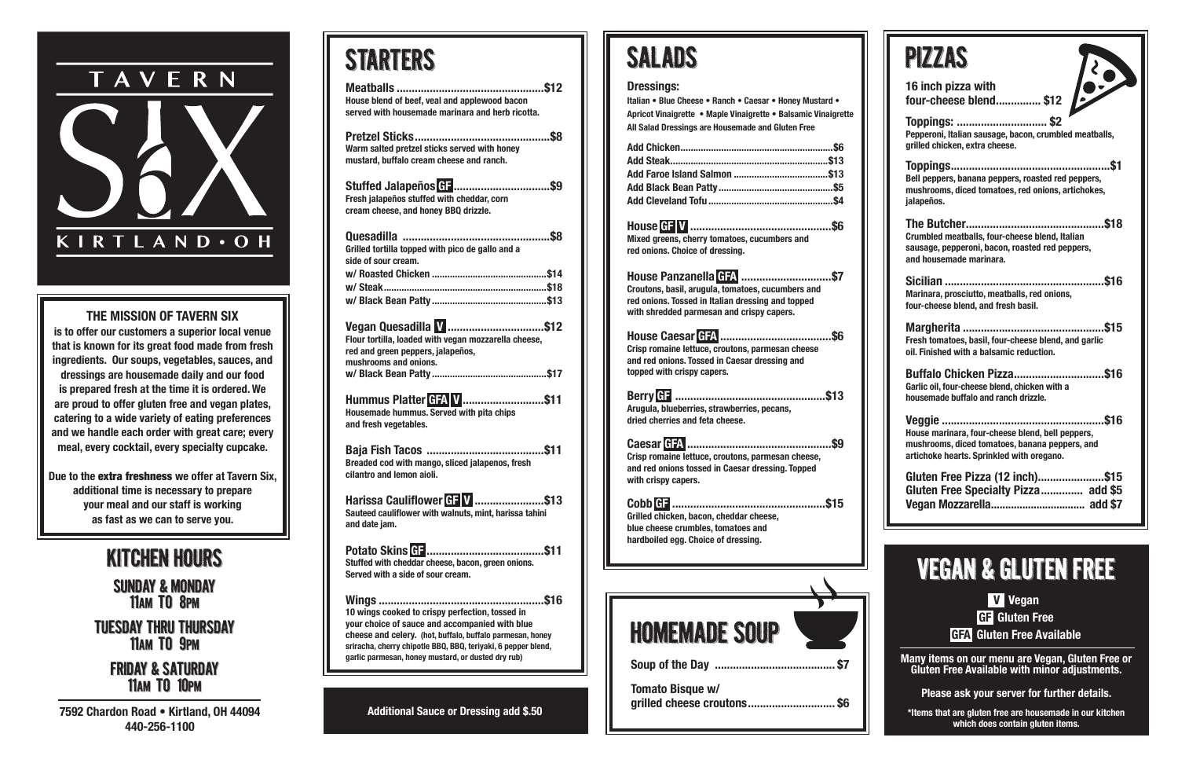# TAVERN SIX

KIRTLAND • OH

**THE MISSION OF TAVERN SIX**

**is to offer our customers a superior local venue that is known for its great food made from fresh ingredients. Our soups, vegetables, sauces, and dressings are housemade daily and our food is prepared fresh at the time it is ordered. We are proud to offer gluten free and vegan plates, catering to a wide variety of eating preferences and we handle each order with great care; every meal, every cocktail, every specialty cupcake.**

**Due to the extra freshness we offer at Tavern Six, additional time is necessary to prepare your meal and our staff is working as fast as we can to serve you.**

## KITCHEN HOURS

SUNDAY & MONDAY
11AM TO 8PM

TUESDAY THRU THURSDAY
11AM TO 9PM

FRIDAY & SATURDAY
11AM TO 10PM

**7592 Chardon Road • Kirtland, OH 44094**
**440-256-1100**

## STARTERS

**Meatballs ................................................$12**
House blend of beef, veal and applewood bacon served with housemade marinara and herb ricotta.

**Pretzel Sticks............................................$8**
Warm salted pretzel sticks served with honey mustard, buffalo cream cheese and ranch.

**Stuffed Jalapeños GF ...............................$9**
Fresh jalapeños stuffed with cheddar, corn cream cheese, and honey BBQ drizzle.

**Quesadilla ................................................$8**
Grilled tortilla topped with pico de gallo and a side of sour cream.
w/ Roasted Chicken ............................................$14
w/ Steak...............................................................$18
w/ Black Bean Patty............................................$13

**Vegan Quesadilla V ................................$12**
Flour tortilla, loaded with vegan mozzarella cheese, red and green peppers, jalapeños, mushrooms and onions.
w/ Black Bean Patty............................................$17

**Hummus Platter GFA V ...........................$11**
Housemade hummus. Served with pita chips and fresh vegetables.

**Baja Fish Tacos ......................................$11**
Breaded cod with mango, sliced jalapenos, fresh cilantro and lemon aioli.

**Harissa Cauliflower GF V .......................$13**
Sauteed cauliflower with walnuts, mint, harissa tahini and date jam.

**Potato Skins GF .......................................$11**
Stuffed with cheddar cheese, bacon, green onions. Served with a side of sour cream.

**Wings ......................................................$16**
10 wings cooked to crispy perfection, tossed in your choice of sauce and accompanied with blue cheese and celery. (hot, buffalo, buffalo parmesan, honey sriracha, cherry chipotle BBQ, BBQ, teriyaki, 6 pepper blend, garlic parmesan, honey mustard, or dusted dry rub)

**Additional Sauce or Dressing add $.50**

## SALADS

**Dressings:**
Italian • Blue Cheese • Ranch • Caesar • Honey Mustard • Apricot Vinaigrette • Maple Vinaigrette • Balsamic Vinaigrette
All Salad Dressings are Housemade and Gluten Free

Add Chicken...........................................................$6
Add Steak.............................................................$13
Add Faroe Island Salmon .....................................$13
Add Black Bean Patty.............................................$5
Add Cleveland Tofu.................................................$4

**House GF V ..............................................$6**
Mixed greens, cherry tomatoes, cucumbers and red onions. Choice of dressing.

**House Panzanella GFA .............................$7**
Croutons, basil, arugula, tomatoes, cucumbers and red onions. Tossed in Italian dressing and topped with shredded parmesan and crispy capers.

**House Caesar GFA ...................................$6**
Crisp romaine lettuce, croutons, parmesan cheese and red onions. Tossed in Caesar dressing and topped with crispy capers.

**Berry GF ................................................$13**
Arugula, blueberries, strawberries, pecans, dried cherries and feta cheese.

**Caesar GFA ...............................................$9**
Crisp romaine lettuce, croutons, parmesan cheese, and red onions tossed in Caesar dressing. Topped with crispy capers.

**Cobb GF ..................................................$15**
Grilled chicken, bacon, cheddar cheese, blue cheese crumbles, tomatoes and hardboiled egg. Choice of dressing.

## HOMEMADE SOUP

**Soup of the Day ........................................ $7**

**Tomato Bisque w/ grilled cheese croutons............................ $6**

## PIZZAS

**16 inch pizza with four-cheese blend............... $12**

**Toppings: .............................. $2**
Pepperoni, Italian sausage, bacon, crumbled meatballs, grilled chicken, extra cheese.

**Toppings....................................................$1**
Bell peppers, banana peppers, roasted red peppers, mushrooms, diced tomatoes, red onions, artichokes, jalapeños.

**The Butcher.............................................$18**
Crumbled meatballs, four-cheese blend, Italian sausage, pepperoni, bacon, roasted red peppers, and housemade marinara.

**Sicilian ....................................................$16**
Marinara, prosciutto, meatballs, red onions, four-cheese blend, and fresh basil.

**Margherita ..............................................$15**
Fresh tomatoes, basil, four-cheese blend, and garlic oil. Finished with a balsamic reduction.

**Buffalo Chicken Pizza.............................$16**
Garlic oil, four-cheese blend, chicken with a housemade buffalo and ranch drizzle.

**Veggie .....................................................$16**
House marinara, four-cheese blend, bell peppers, mushrooms, diced tomatoes, banana peppers, and artichoke hearts. Sprinkled with oregano.

**Gluten Free Pizza (12 inch)......................$15**
**Gluten Free Specialty Pizza.............. add $5**
**Vegan Mozzarella................................. add $7**

## VEGAN & GLUTEN FREE

**V** Vegan
**GF** Gluten Free
**GFA** Gluten Free Available

**Many items on our menu are Vegan, Gluten Free or Gluten Free Available with minor adjustments.**

**Please ask your server for further details.**

**\*Items that are gluten free are housemade in our kitchen which does contain gluten items.**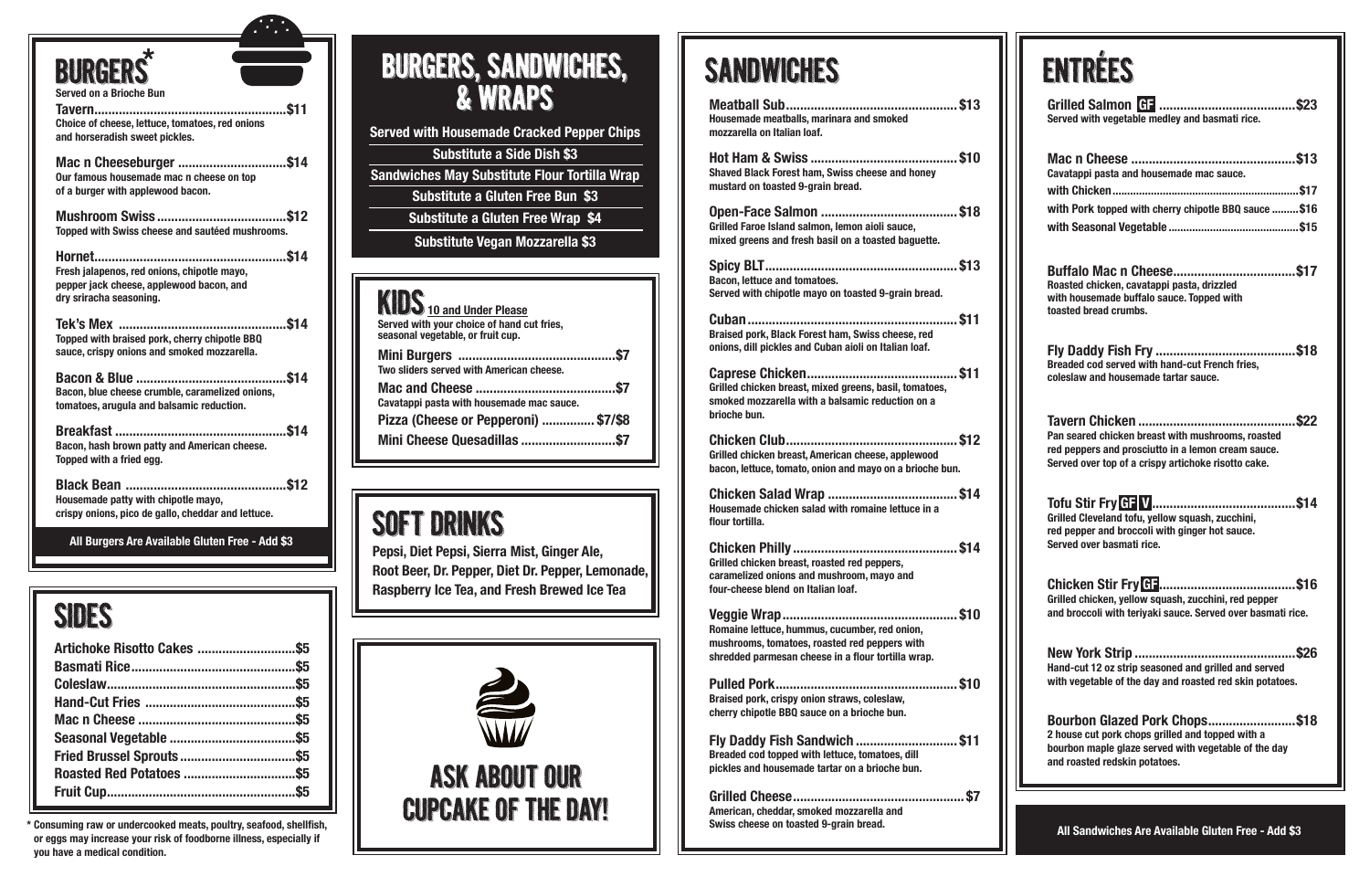# BURGERS*

Served on a Brioche Bun

**Tavern....................................................$11**
Choice of cheese, lettuce, tomatoes, red onions and horseradish sweet pickles.

**Mac n Cheeseburger ..............................$14**
Our famous housemade mac n cheese on top of a burger with applewood bacon.

**Mushroom Swiss....................................$12**
Topped with Swiss cheese and sautéed mushrooms.

**Hornet....................................................$14**
Fresh jalapenos, red onions, chipotle mayo, pepper jack cheese, applewood bacon, and dry sriracha seasoning.

**Tek's Mex ..............................................$14**
Topped with braised pork, cherry chipotle BBQ sauce, crispy onions and smoked mozzarella.

**Bacon & Blue ..........................................$14**
Bacon, blue cheese crumble, caramelized onions, tomatoes, arugula and balsamic reduction.

**Breakfast ...............................................$14**
Bacon, hash brown patty and American cheese. Topped with a fried egg.

**Black Bean ............................................$12**
Housemade patty with chipotle mayo, crispy onions, pico de gallo, cheddar and lettuce.

**All Burgers Are Available Gluten Free - Add $3**

# SIDES

- Artichoke Risotto Cakes ........................$5
- Basmati Rice...........................................$5
- Coleslaw..................................................$5
- Hand-Cut Fries .......................................$5
- Mac n Cheese .........................................$5
- Seasonal Vegetable ................................$5
- Fried Brussel Sprouts.............................$5
- Roasted Red Potatoes ............................$5
- Fruit Cup..................................................$5

* Consuming raw or undercooked meats, poultry, seafood, shellfish, or eggs may increase your risk of foodborne illness, especially if you have a medical condition.

# BURGERS, SANDWICHES, & WRAPS

**Served with Housemade Cracked Pepper Chips**

**Substitute a Side Dish $3**

**Sandwiches May Substitute Flour Tortilla Wrap**

**Substitute a Gluten Free Bun $3**

**Substitute a Gluten Free Wrap $4**

**Substitute Vegan Mozzarella $3**

# KIDS

**10 and Under Please**

Served with your choice of hand cut fries, seasonal vegetable, or fruit cup.

**Mini Burgers .........................................$7**
Two sliders served with American cheese.

**Mac and Cheese ....................................$7**
Cavatappi pasta with housemade mac sauce.

**Pizza (Cheese or Pepperoni) .............. $7/$8**

**Mini Cheese Quesadillas ........................$7**

# SOFT DRINKS

Pepsi, Diet Pepsi, Sierra Mist, Ginger Ale, Root Beer, Dr. Pepper, Diet Dr. Pepper, Lemonade, Raspberry Ice Tea, and Fresh Brewed Ice Tea

# ASK ABOUT OUR CUPCAKE OF THE DAY!

# SANDWICHES

**Meatball Sub............................................$13**
Housemade meatballs, marinara and smoked mozzarella on Italian loaf.

**Hot Ham & Swiss ......................................$10**
Shaved Black Forest ham, Swiss cheese and honey mustard on toasted 9-grain bread.

**Open-Face Salmon ...................................$18**
Grilled Faroe Island salmon, lemon aioli sauce, mixed greens and fresh basil on a toasted baguette.

**Spicy BLT..................................................$13**
Bacon, lettuce and tomatoes. Served with chipotle mayo on toasted 9-grain bread.

**Cuban.......................................................$11**
Braised pork, Black Forest ham, Swiss cheese, red onions, dill pickles and Cuban aioli on Italian loaf.

**Caprese Chicken......................................$11**
Grilled chicken breast, mixed greens, basil, tomatoes, smoked mozzarella with a balsamic reduction on a brioche bun.

**Chicken Club............................................$12**
Grilled chicken breast, American cheese, applewood bacon, lettuce, tomato, onion and mayo on a brioche bun.

**Chicken Salad Wrap ................................$14**
Housemade chicken salad with romaine lettuce in a flour tortilla.

**Chicken Philly..........................................$14**
Grilled chicken breast, roasted red peppers, caramelized onions and mushroom, mayo and four-cheese blend on Italian loaf.

**Veggie Wrap.............................................$10**
Romaine lettuce, hummus, cucumber, red onion, mushrooms, tomatoes, roasted red peppers with shredded parmesan cheese in a flour tortilla wrap.

**Pulled Pork...............................................$10**
Braised pork, crispy onion straws, coleslaw, cherry chipotle BBQ sauce on a brioche bun.

**Fly Daddy Fish Sandwich ........................$11**
Breaded cod topped with lettuce, tomatoes, dill pickles and housemade tartar on a brioche bun.

**Grilled Cheese..........................................$7**
American, cheddar, smoked mozzarella and Swiss cheese on toasted 9-grain bread.

# ENTRÉES

**Grilled Salmon GF ...................................$23**
Served with vegetable medley and basmati rice.

**Mac n Cheese ..........................................$13**
Cavatappi pasta and housemade mac sauce.
- with Chicken..........................................$17
- with Pork topped with cherry chipotle BBQ sauce .........$16
- with Seasonal Vegetable .........................$15

**Buffalo Mac n Cheese..............................$17**
Roasted chicken, cavatappi pasta, drizzled with housemade buffalo sauce. Topped with toasted bread crumbs.

**Fly Daddy Fish Fry ..................................$18**
Breaded cod served with hand-cut French fries, coleslaw and housemade tartar sauce.

**Tavern Chicken ........................................$22**
Pan seared chicken breast with mushrooms, roasted red peppers and prosciutto in a lemon cream sauce. Served over top of a crispy artichoke risotto cake.

**Tofu Stir Fry GF V ....................................$14**
Grilled Cleveland tofu, yellow squash, zucchini, red pepper and broccoli with ginger hot sauce. Served over basmati rice.

**Chicken Stir Fry GF .................................$16**
Grilled chicken, yellow squash, zucchini, red pepper and broccoli with teriyaki sauce. Served over basmati rice.

**New York Strip ........................................$26**
Hand-cut 12 oz strip seasoned and grilled and served with vegetable of the day and roasted red skin potatoes.

**Bourbon Glazed Pork Chops.....................$18**
2 house cut pork chops grilled and topped with a bourbon maple glaze served with vegetable of the day and roasted redskin potatoes.

**All Sandwiches Are Available Gluten Free - Add $3**